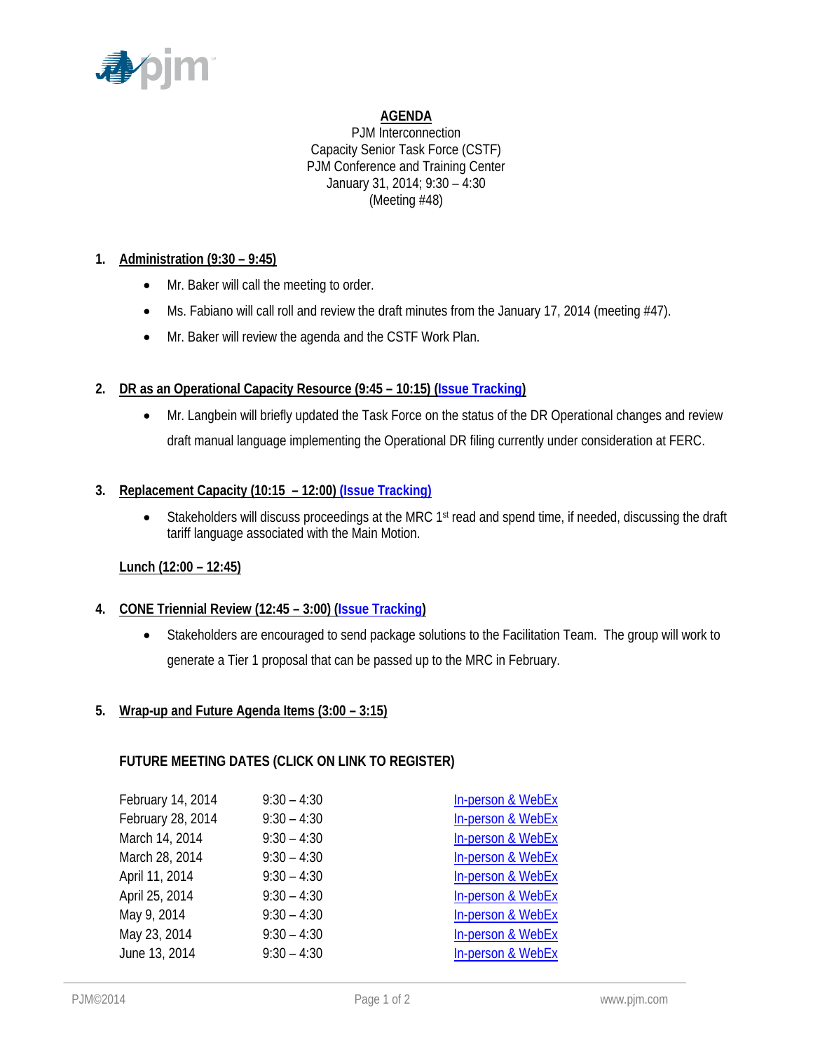**AGENDA**

PJM Interconnection
Capacity Senior Task Force (CSTF)
PJM Conference and Training Center
January 31, 2014; 9:30 – 4:30
(Meeting #48)

1. **Administration (9:30 – 9:45)**
   - Mr. Baker will call the meeting to order.
   - Ms. Fabiano will call roll and review the draft minutes from the January 17, 2014 (meeting #47).
   - Mr. Baker will review the agenda and the CSTF Work Plan.

2. **DR as an Operational Capacity Resource (9:45 – 10:15) (Issue Tracking)**
   - Mr. Langbein will briefly updated the Task Force on the status of the DR Operational changes and review draft manual language implementing the Operational DR filing currently under consideration at FERC.

3. **Replacement Capacity (10:15 – 12:00) (Issue Tracking)**
   - Stakeholders will discuss proceedings at the MRC 1st read and spend time, if needed, discussing the draft tariff language associated with the Main Motion.

   **Lunch (12:00 – 12:45)**

4. **CONE Triennial Review (12:45 – 3:00) (Issue Tracking)**
   - Stakeholders are encouraged to send package solutions to the Facilitation Team. The group will work to generate a Tier 1 proposal that can be passed up to the MRC in February.

5. **Wrap-up and Future Agenda Items (3:00 – 3:15)**

**FUTURE MEETING DATES (CLICK ON LINK TO REGISTER)**

| Date | Time | Registration |
| --- | --- | --- |
| February 14, 2014 | 9:30 – 4:30 | In-person & WebEx |
| February 28, 2014 | 9:30 – 4:30 | In-person & WebEx |
| March 14, 2014 | 9:30 – 4:30 | In-person & WebEx |
| March 28, 2014 | 9:30 – 4:30 | In-person & WebEx |
| April 11, 2014 | 9:30 – 4:30 | In-person & WebEx |
| April 25, 2014 | 9:30 – 4:30 | In-person & WebEx |
| May 9, 2014 | 9:30 – 4:30 | In-person & WebEx |
| May 23, 2014 | 9:30 – 4:30 | In-person & WebEx |
| June 13, 2014 | 9:30 – 4:30 | In-person & WebEx |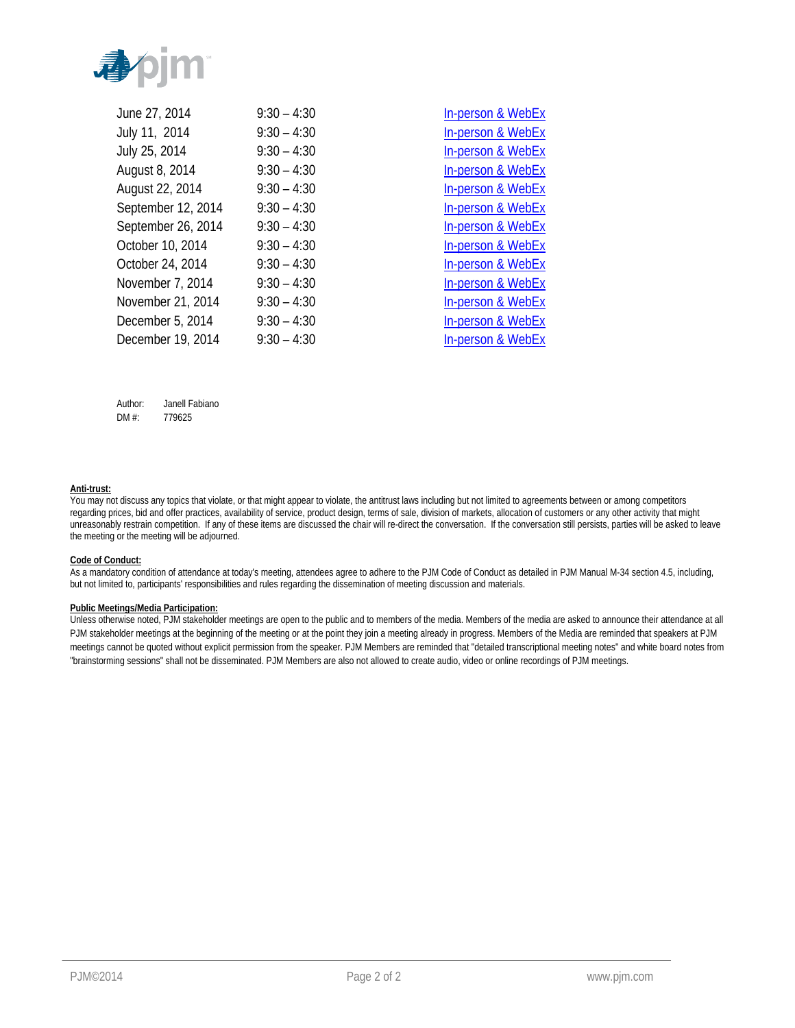| | | |
|---|---|---|
| June 27, 2014 | 9:30 – 4:30 | In-person & WebEx |
| July 11, 2014 | 9:30 – 4:30 | In-person & WebEx |
| July 25, 2014 | 9:30 – 4:30 | In-person & WebEx |
| August 8, 2014 | 9:30 – 4:30 | In-person & WebEx |
| August 22, 2014 | 9:30 – 4:30 | In-person & WebEx |
| September 12, 2014 | 9:30 – 4:30 | In-person & WebEx |
| September 26, 2014 | 9:30 – 4:30 | In-person & WebEx |
| October 10, 2014 | 9:30 – 4:30 | In-person & WebEx |
| October 24, 2014 | 9:30 – 4:30 | In-person & WebEx |
| November 7, 2014 | 9:30 – 4:30 | In-person & WebEx |
| November 21, 2014 | 9:30 – 4:30 | In-person & WebEx |
| December 5, 2014 | 9:30 – 4:30 | In-person & WebEx |
| December 19, 2014 | 9:30 – 4:30 | In-person & WebEx |

Author: Janell Fabiano
DM #: 779625

**Anti-trust:**
You may not discuss any topics that violate, or that might appear to violate, the antitrust laws including but not limited to agreements between or among competitors regarding prices, bid and offer practices, availability of service, product design, terms of sale, division of markets, allocation of customers or any other activity that might unreasonably restrain competition. If any of these items are discussed the chair will re-direct the conversation. If the conversation still persists, parties will be asked to leave the meeting or the meeting will be adjourned.

**Code of Conduct:**
As a mandatory condition of attendance at today's meeting, attendees agree to adhere to the PJM Code of Conduct as detailed in PJM Manual M-34 section 4.5, including, but not limited to, participants' responsibilities and rules regarding the dissemination of meeting discussion and materials.

**Public Meetings/Media Participation:**
Unless otherwise noted, PJM stakeholder meetings are open to the public and to members of the media. Members of the media are asked to announce their attendance at all PJM stakeholder meetings at the beginning of the meeting or at the point they join a meeting already in progress. Members of the Media are reminded that speakers at PJM meetings cannot be quoted without explicit permission from the speaker. PJM Members are reminded that "detailed transcriptional meeting notes" and white board notes from "brainstorming sessions" shall not be disseminated. PJM Members are also not allowed to create audio, video or online recordings of PJM meetings.